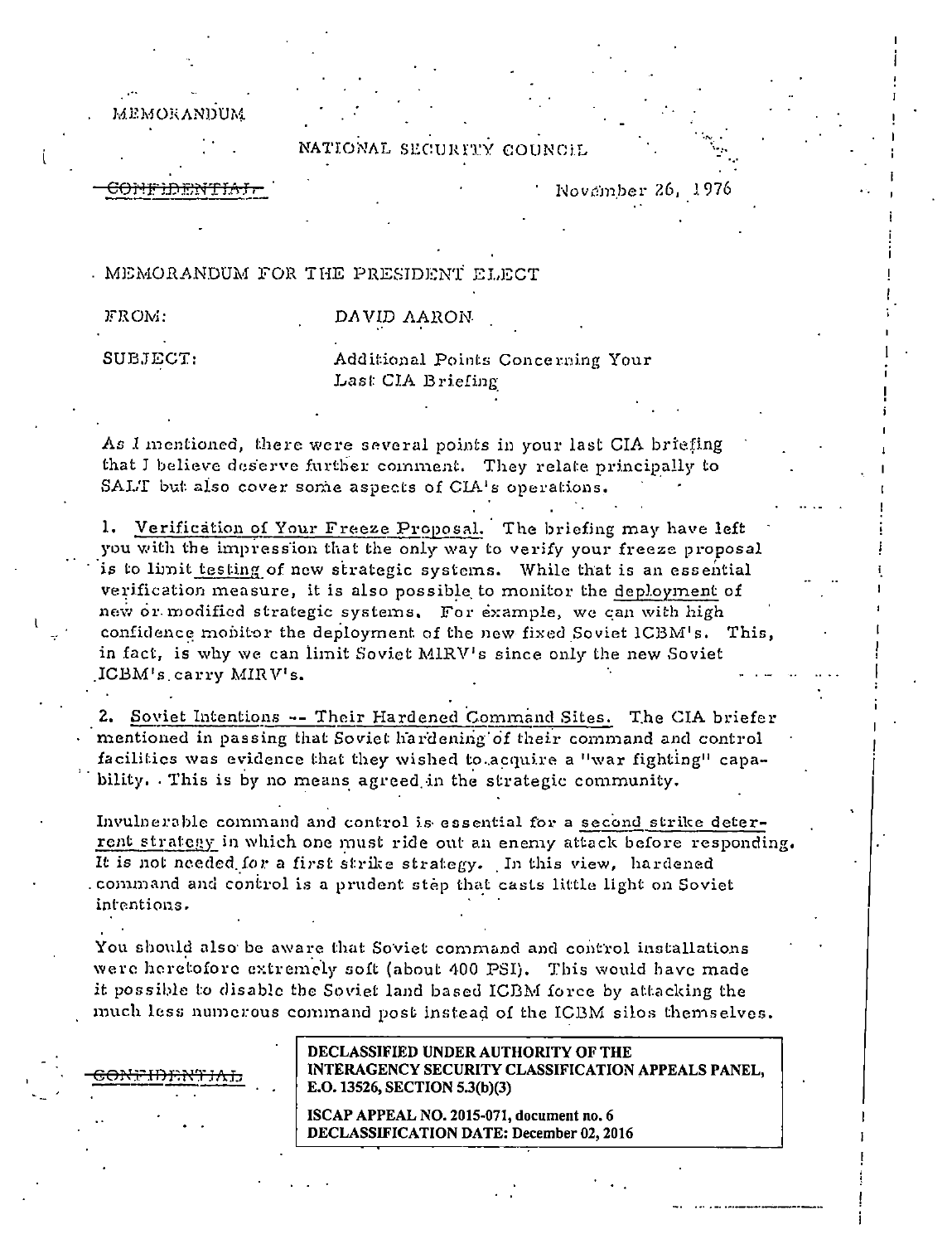MEMORANDUM

NATIONAL SECURITY COUNCIL

~~CONFIDENTIAL~~

November 26, 1976

MEMORANDUM FOR THE PRESIDENT ELECT

FROM: DAVID AARON

SUBJECT: Additional Points Concerning Your Last CIA Briefing

As I mentioned, there were several points in your last CIA briefing that I believe deserve further comment. They relate principally to SALT but also cover some aspects of CIA's operations.

1. Verification of Your Freeze Proposal. The briefing may have left you with the impression that the only way to verify your freeze proposal is to limit testing of new strategic systems. While that is an essential verification measure, it is also possible to monitor the deployment of new or modified strategic systems. For example, we can with high confidence monitor the deployment of the new fixed Soviet ICBM's. This, in fact, is why we can limit Soviet MIRV's since only the new Soviet ICBM's carry MIRV's.

2. Soviet Intentions -- Their Hardened Command Sites. The CIA briefer mentioned in passing that Soviet hardening of their command and control facilities was evidence that they wished to acquire a "war fighting" capability. This is by no means agreed in the strategic community.

Invulnerable command and control is essential for a second strike deterrent strategy in which one must ride out an enemy attack before responding. It is not needed for a first strike strategy. In this view, hardened command and control is a prudent step that casts little light on Soviet intentions.

You should also be aware that Soviet command and control installations were heretofore extremely soft (about 400 PSI). This would have made it possible to disable the Soviet land based ICBM force by attacking the much less numerous command post instead of the ICBM silos themselves.

~~CONFIDENTIAL~~

**DECLASSIFIED UNDER AUTHORITY OF THE INTERAGENCY SECURITY CLASSIFICATION APPEALS PANEL, E.O. 13526, SECTION 5.3(b)(3)**

**ISCAP APPEAL NO. 2015-071, document no. 6**
**DECLASSIFICATION DATE: December 02, 2016**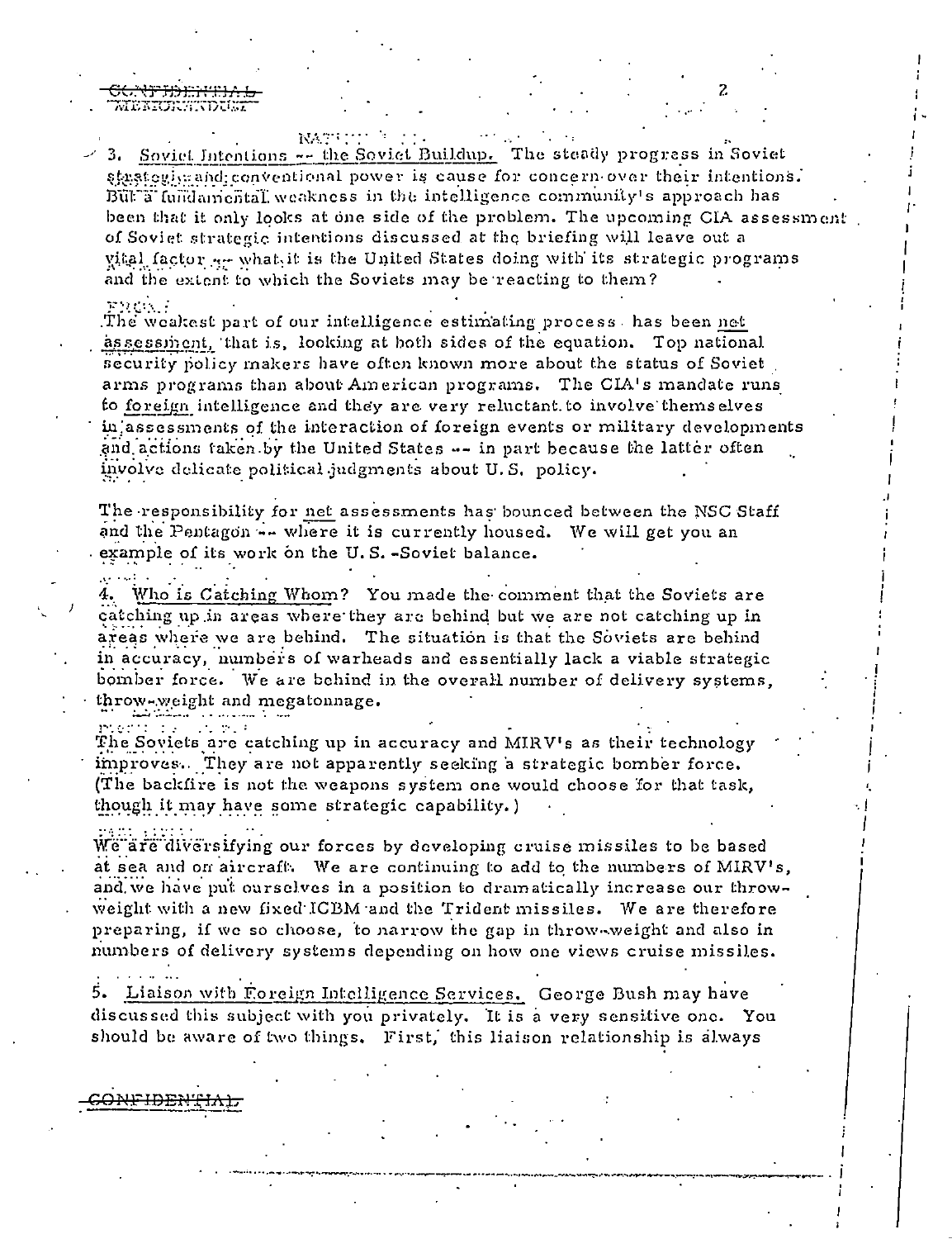~~CONFIDENTIAL~~
~~MEMORANDUM~~

3. Soviet Intentions -- the Soviet Buildup. The steady progress in Soviet strategic and conventional power is cause for concern over their intentions. But a fundamental weakness in the intelligence community's approach has been that it only looks at one side of the problem. The upcoming CIA assessment of Soviet strategic intentions discussed at the briefing will leave out a vital factor -- what it is the United States doing with its strategic programs and the extent to which the Soviets may be reacting to them?

The weakest part of our intelligence estimating process has been net assessment, that is, looking at both sides of the equation. Top national security policy makers have often known more about the status of Soviet arms programs than about American programs. The CIA's mandate runs to foreign intelligence and they are very reluctant to involve themselves in assessments of the interaction of foreign events or military developments and actions taken by the United States -- in part because the latter often involve delicate political judgments about U.S. policy.

The responsibility for net assessments has bounced between the NSC Staff and the Pentagon -- where it is currently housed. We will get you an example of its work on the U.S.-Soviet balance.

4. Who is Catching Whom? You made the comment that the Soviets are catching up in areas where they are behind but we are not catching up in areas where we are behind. The situation is that the Soviets are behind in accuracy, numbers of warheads and essentially lack a viable strategic bomber force. We are behind in the overall number of delivery systems, throw-weight and megatonnage.

The Soviets are catching up in accuracy and MIRV's as their technology improves. They are not apparently seeking a strategic bomber force. (The backfire is not the weapons system one would choose for that task, though it may have some strategic capability.)

We are diversifying our forces by developing cruise missiles to be based at sea and on aircraft. We are continuing to add to the numbers of MIRV's, and we have put ourselves in a position to dramatically increase our throw-weight with a new fixed ICBM and the Trident missiles. We are therefore preparing, if we so choose, to narrow the gap in throw-weight and also in numbers of delivery systems depending on how one views cruise missiles.

5. Liaison with Foreign Intelligence Services. George Bush may have discussed this subject with you privately. It is a very sensitive one. You should be aware of two things. First, this liaison relationship is always

~~CONFIDENTIAL~~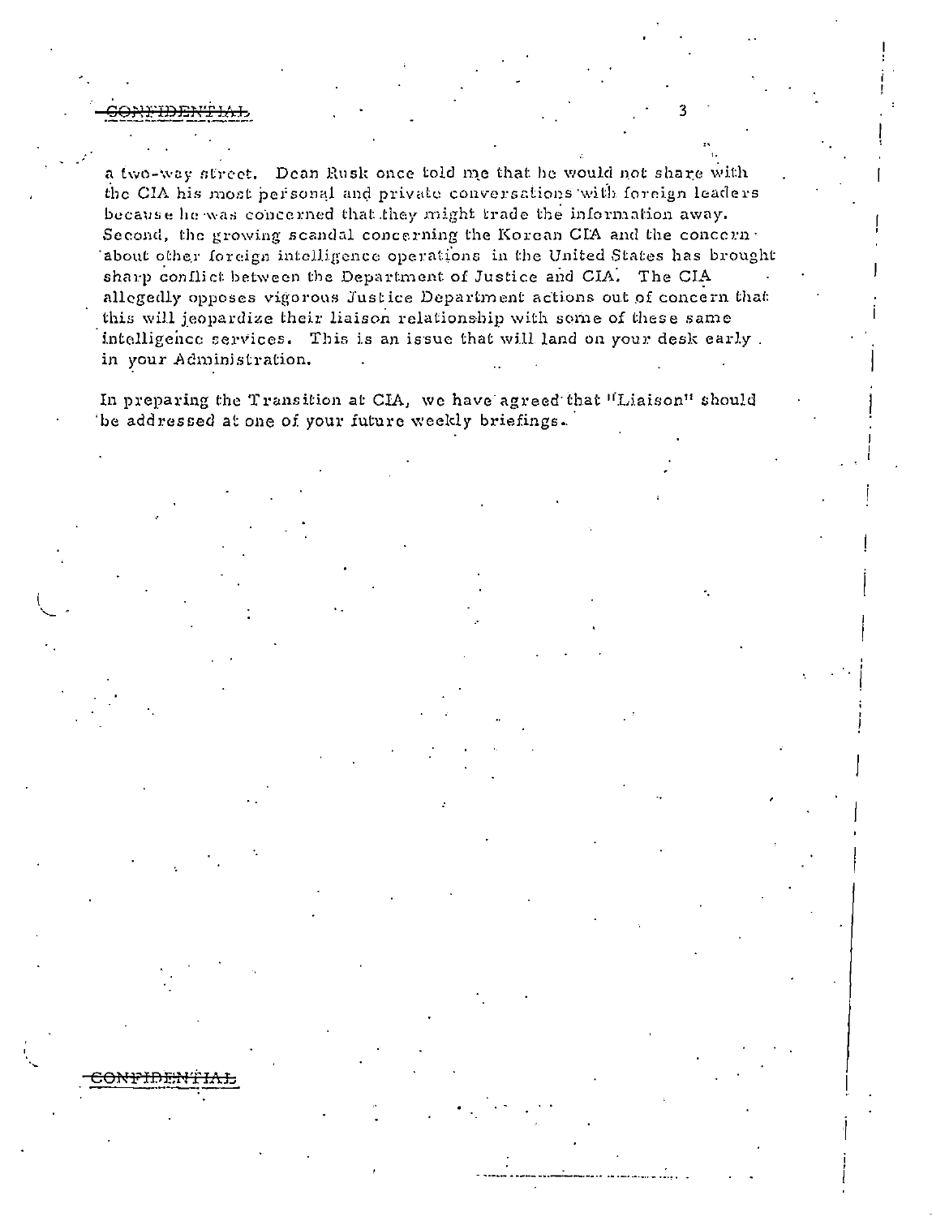~~CONFIDENTIAL~~

a two-way street. Dean Rusk once told me that he would not share with the CIA his most personal and private conversations with foreign leaders because he was concerned that they might trade the information away. Second, the growing scandal concerning the Korean CIA and the concern about other foreign intelligence operations in the United States has brought sharp conflict between the Department of Justice and CIA. The CIA allegedly opposes vigorous Justice Department actions out of concern that this will jeopardize their liaison relationship with some of these same intelligence services. This is an issue that will land on your desk early in your Administration.

In preparing the Transition at CIA, we have agreed that "Liaison" should be addressed at one of your future weekly briefings.

~~CONFIDENTIAL~~